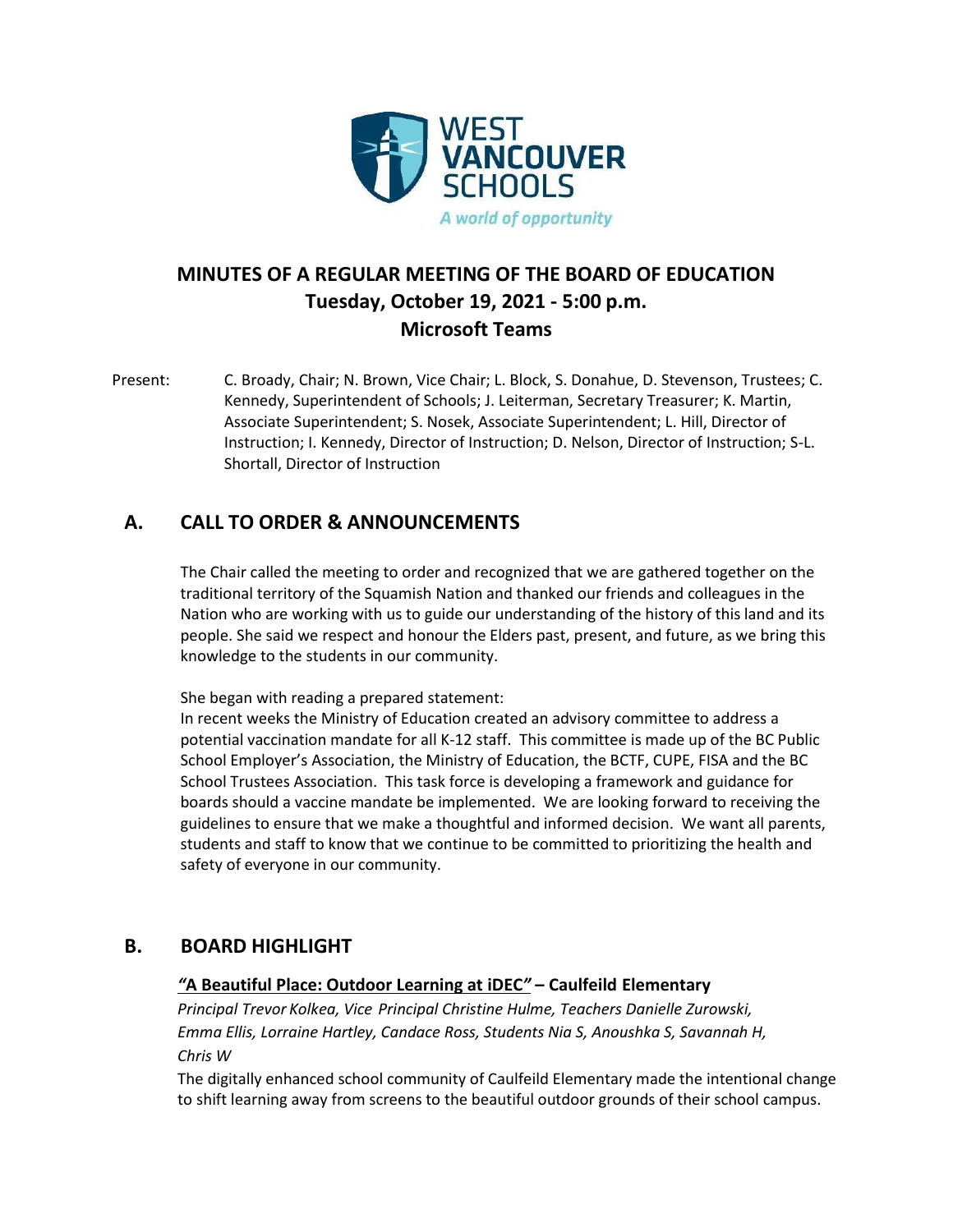WEST VANCOUVER SCHOOLS

*A world of opportunity*

# MINUTES OF A REGULAR MEETING OF THE BOARD OF EDUCATION
## Tuesday, October 19, 2021 - 5:00 p.m.
## Microsoft Teams

Present: C. Broady, Chair; N. Brown, Vice Chair; L. Block, S. Donahue, D. Stevenson, Trustees; C. Kennedy, Superintendent of Schools; J. Leiterman, Secretary Treasurer; K. Martin, Associate Superintendent; S. Nosek, Associate Superintendent; L. Hill, Director of Instruction; I. Kennedy, Director of Instruction; D. Nelson, Director of Instruction; S-L. Shortall, Director of Instruction

## A. CALL TO ORDER & ANNOUNCEMENTS

The Chair called the meeting to order and recognized that we are gathered together on the traditional territory of the Squamish Nation and thanked our friends and colleagues in the Nation who are working with us to guide our understanding of the history of this land and its people. She said we respect and honour the Elders past, present, and future, as we bring this knowledge to the students in our community.

She began with reading a prepared statement:
In recent weeks the Ministry of Education created an advisory committee to address a potential vaccination mandate for all K-12 staff. This committee is made up of the BC Public School Employer's Association, the Ministry of Education, the BCTF, CUPE, FISA and the BC School Trustees Association. This task force is developing a framework and guidance for boards should a vaccine mandate be implemented. We are looking forward to receiving the guidelines to ensure that we make a thoughtful and informed decision. We want all parents, students and staff to know that we continue to be committed to prioritizing the health and safety of everyone in our community.

## B. BOARD HIGHLIGHT

### *"A Beautiful Place: Outdoor Learning at iDEC"* – Caulfeild Elementary

*Principal Trevor Kolkea, Vice Principal Christine Hulme, Teachers Danielle Zurowski, Emma Ellis, Lorraine Hartley, Candace Ross, Students Nia S, Anoushka S, Savannah H, Chris W*

The digitally enhanced school community of Caulfeild Elementary made the intentional change to shift learning away from screens to the beautiful outdoor grounds of their school campus.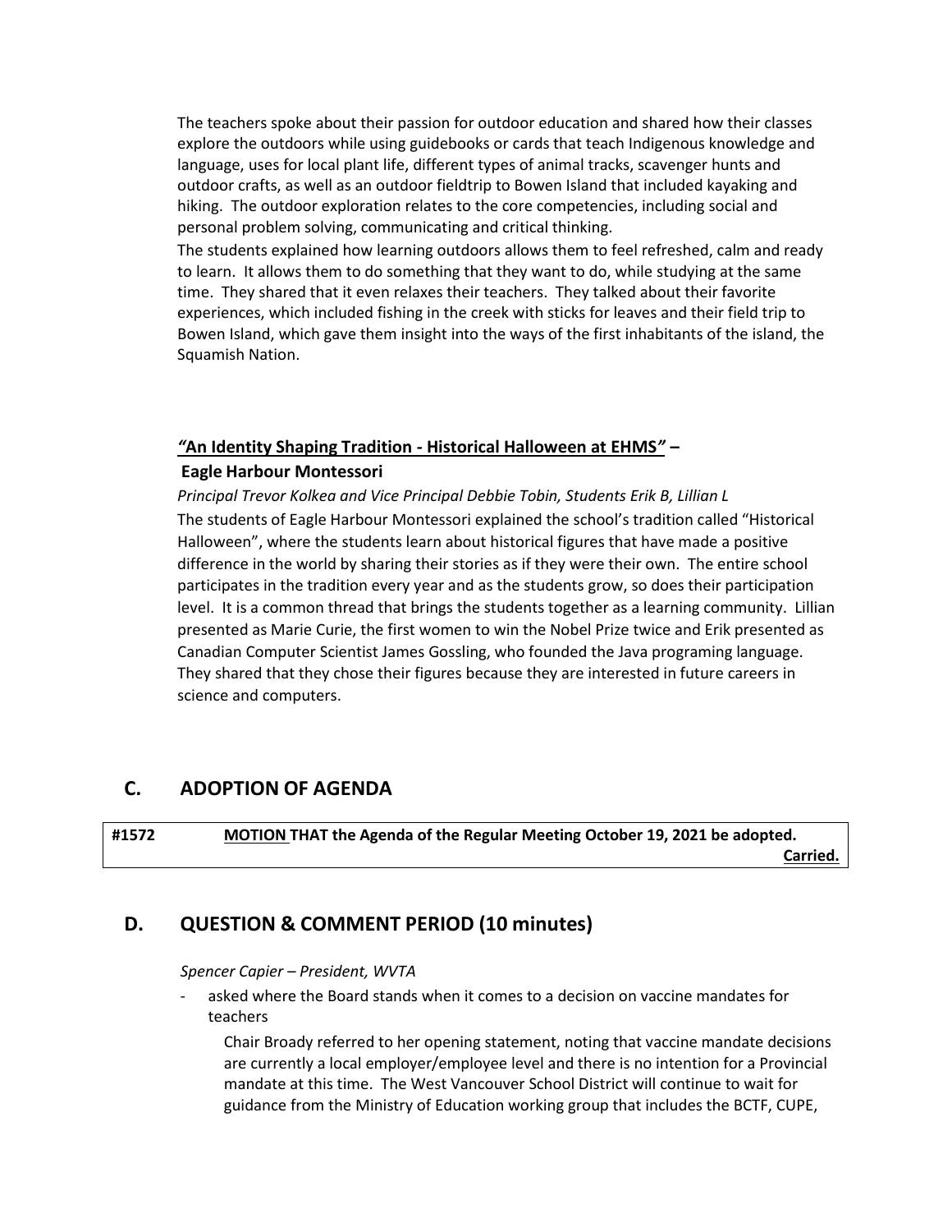The teachers spoke about their passion for outdoor education and shared how their classes explore the outdoors while using guidebooks or cards that teach Indigenous knowledge and language, uses for local plant life, different types of animal tracks, scavenger hunts and outdoor crafts, as well as an outdoor fieldtrip to Bowen Island that included kayaking and hiking. The outdoor exploration relates to the core competencies, including social and personal problem solving, communicating and critical thinking.

The students explained how learning outdoors allows them to feel refreshed, calm and ready to learn. It allows them to do something that they want to do, while studying at the same time. They shared that it even relaxes their teachers. They talked about their favorite experiences, which included fishing in the creek with sticks for leaves and their field trip to Bowen Island, which gave them insight into the ways of the first inhabitants of the island, the Squamish Nation.

***"An Identity Shaping Tradition - Historical Halloween at EHMS"* –**

**Eagle Harbour Montessori**

*Principal Trevor Kolkea and Vice Principal Debbie Tobin, Students Erik B, Lillian L*

The students of Eagle Harbour Montessori explained the school's tradition called "Historical Halloween", where the students learn about historical figures that have made a positive difference in the world by sharing their stories as if they were their own. The entire school participates in the tradition every year and as the students grow, so does their participation level. It is a common thread that brings the students together as a learning community. Lillian presented as Marie Curie, the first women to win the Nobel Prize twice and Erik presented as Canadian Computer Scientist James Gossling, who founded the Java programing language. They shared that they chose their figures because they are interested in future careers in science and computers.

## C. ADOPTION OF AGENDA

| #1572 | **MOTION THAT the Agenda of the Regular Meeting October 19, 2021 be adopted.** <br> **Carried.** |
|---|---|

## D. QUESTION & COMMENT PERIOD (10 minutes)

*Spencer Capier – President, WVTA*

- asked where the Board stands when it comes to a decision on vaccine mandates for teachers

  Chair Broady referred to her opening statement, noting that vaccine mandate decisions are currently a local employer/employee level and there is no intention for a Provincial mandate at this time. The West Vancouver School District will continue to wait for guidance from the Ministry of Education working group that includes the BCTF, CUPE,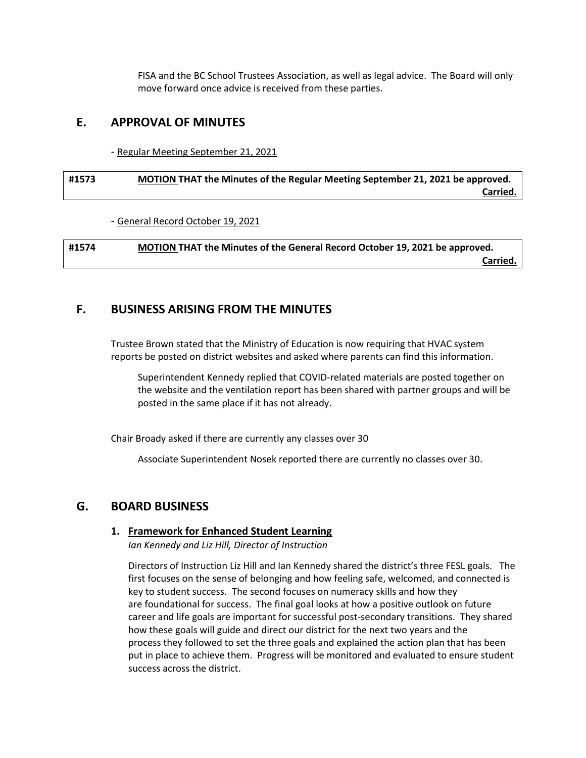FISA and the BC School Trustees Association, as well as legal advice. The Board will only move forward once advice is received from these parties.

## E. APPROVAL OF MINUTES

- Regular Meeting September 21, 2021

| #1573 | **MOTION THAT the Minutes of the Regular Meeting September 21, 2021 be approved.** **Carried.** |
|---|---|

- General Record October 19, 2021

| #1574 | **MOTION THAT the Minutes of the General Record October 19, 2021 be approved.** **Carried.** |
|---|---|

## F. BUSINESS ARISING FROM THE MINUTES

Trustee Brown stated that the Ministry of Education is now requiring that HVAC system reports be posted on district websites and asked where parents can find this information.

Superintendent Kennedy replied that COVID-related materials are posted together on the website and the ventilation report has been shared with partner groups and will be posted in the same place if it has not already.

Chair Broady asked if there are currently any classes over 30

Associate Superintendent Nosek reported there are currently no classes over 30.

## G. BOARD BUSINESS

### 1. Framework for Enhanced Student Learning

*Ian Kennedy and Liz Hill, Director of Instruction*

Directors of Instruction Liz Hill and Ian Kennedy shared the district's three FESL goals. The first focuses on the sense of belonging and how feeling safe, welcomed, and connected is key to student success. The second focuses on numeracy skills and how they are foundational for success. The final goal looks at how a positive outlook on future career and life goals are important for successful post-secondary transitions. They shared how these goals will guide and direct our district for the next two years and the process they followed to set the three goals and explained the action plan that has been put in place to achieve them. Progress will be monitored and evaluated to ensure student success across the district.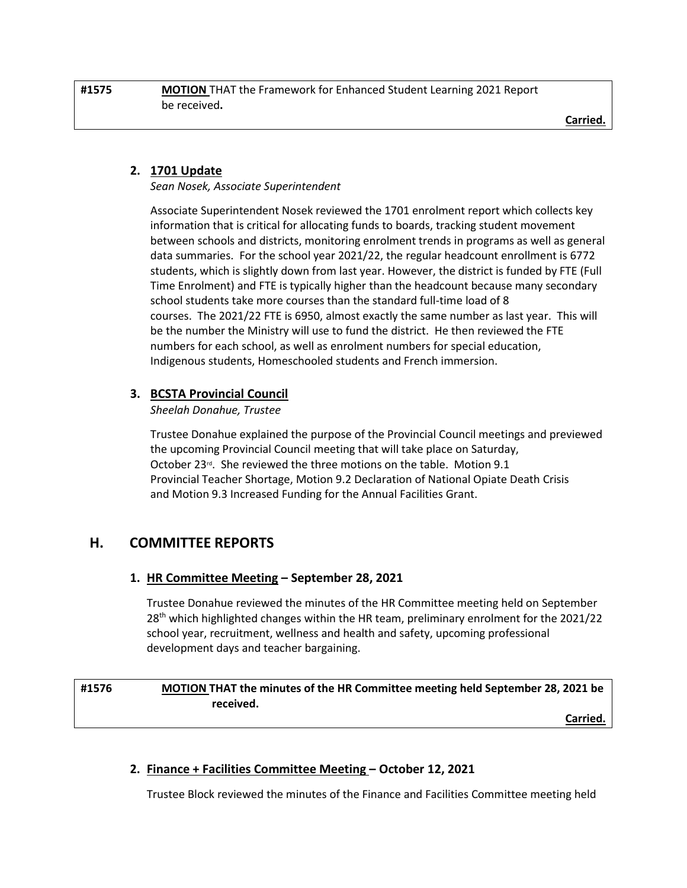| #1575 | **MOTION** THAT the Framework for Enhanced Student Learning 2021 Report be received**.** |
|---|---|
| | **Carried.** |

### 2. 1701 Update

*Sean Nosek, Associate Superintendent*

Associate Superintendent Nosek reviewed the 1701 enrolment report which collects key information that is critical for allocating funds to boards, tracking student movement between schools and districts, monitoring enrolment trends in programs as well as general data summaries. For the school year 2021/22, the regular headcount enrollment is 6772 students, which is slightly down from last year. However, the district is funded by FTE (Full Time Enrolment) and FTE is typically higher than the headcount because many secondary school students take more courses than the standard full-time load of 8 courses. The 2021/22 FTE is 6950, almost exactly the same number as last year. This will be the number the Ministry will use to fund the district. He then reviewed the FTE numbers for each school, as well as enrolment numbers for special education, Indigenous students, Homeschooled students and French immersion.

### 3. BCSTA Provincial Council

*Sheelah Donahue, Trustee*

Trustee Donahue explained the purpose of the Provincial Council meetings and previewed the upcoming Provincial Council meeting that will take place on Saturday, October 23rd. She reviewed the three motions on the table. Motion 9.1 Provincial Teacher Shortage, Motion 9.2 Declaration of National Opiate Death Crisis and Motion 9.3 Increased Funding for the Annual Facilities Grant.

## H. COMMITTEE REPORTS

### 1. HR Committee Meeting – September 28, 2021

Trustee Donahue reviewed the minutes of the HR Committee meeting held on September 28th which highlighted changes within the HR team, preliminary enrolment for the 2021/22 school year, recruitment, wellness and health and safety, upcoming professional development days and teacher bargaining.

| #1576 | **MOTION THAT the minutes of the HR Committee meeting held September 28, 2021 be received.** |
|---|---|
| | **Carried.** |

### 2. Finance + Facilities Committee Meeting – October 12, 2021

Trustee Block reviewed the minutes of the Finance and Facilities Committee meeting held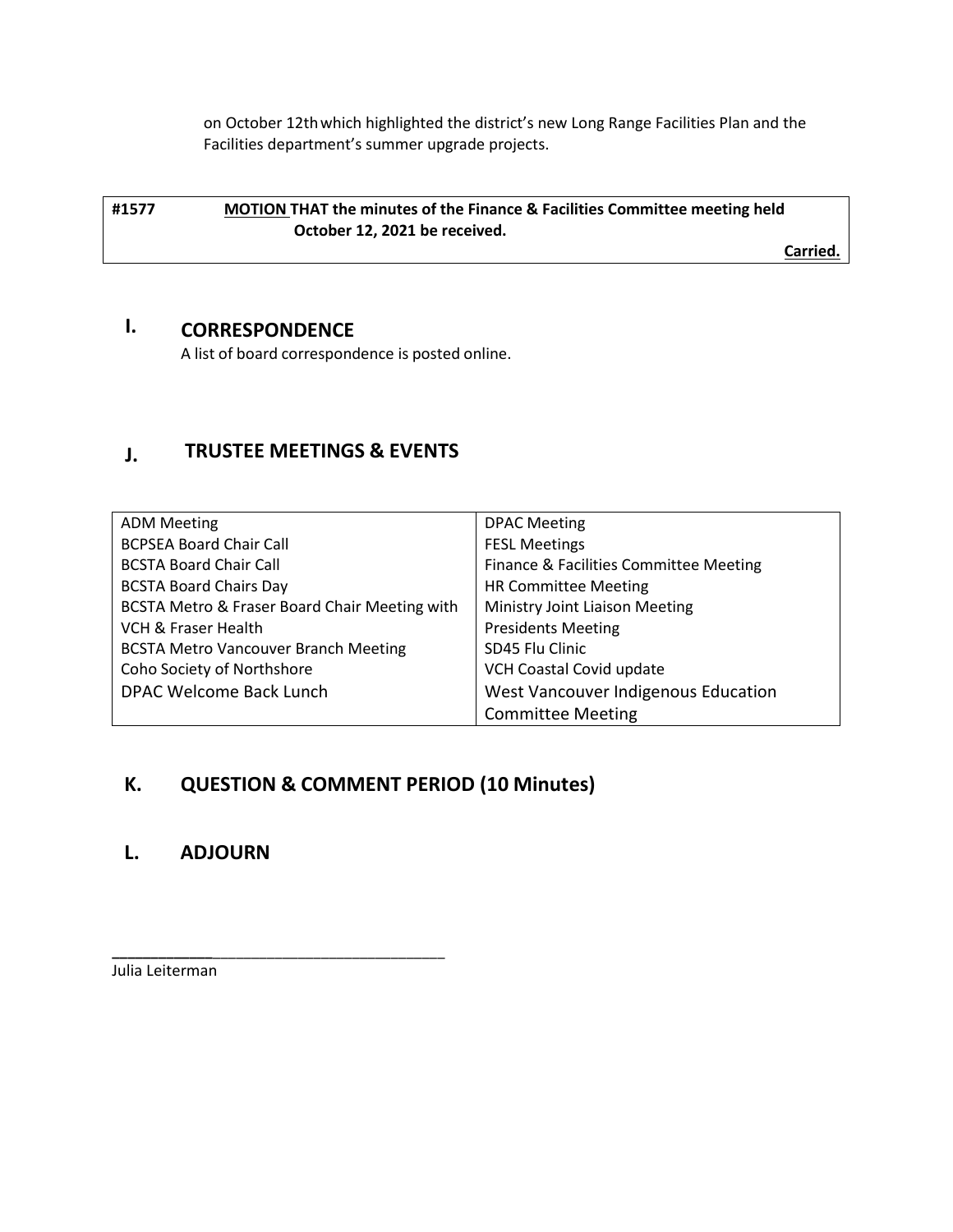on October 12th which highlighted the district's new Long Range Facilities Plan and the Facilities department's summer upgrade projects.

| | |
|---|---|
| **#1577** | **<u>MOTION</u> THAT the minutes of the Finance & Facilities Committee meeting held October 12, 2021 be received.** |
| | **<u>Carried.</u>** |

## I. CORRESPONDENCE

A list of board correspondence is posted online.

## J. TRUSTEE MEETINGS & EVENTS

| | |
|---|---|
| ADM Meeting | DPAC Meeting |
| BCPSEA Board Chair Call | FESL Meetings |
| BCSTA Board Chair Call | Finance & Facilities Committee Meeting |
| BCSTA Board Chairs Day | HR Committee Meeting |
| BCSTA Metro & Fraser Board Chair Meeting with VCH & Fraser Health | Ministry Joint Liaison Meeting |
| | Presidents Meeting |
| BCSTA Metro Vancouver Branch Meeting | SD45 Flu Clinic |
| Coho Society of Northshore | VCH Coastal Covid update |
| DPAC Welcome Back Lunch | West Vancouver Indigenous Education Committee Meeting |

## K. QUESTION & COMMENT PERIOD (10 Minutes)

## L. ADJOURN

\_\_\_\_\_\_\_\_\_\_\_\_\_\_\_\_\_\_\_\_\_\_\_\_\_\_\_\_\_\_\_\_\_\_\_\_\_\_

Julia Leiterman